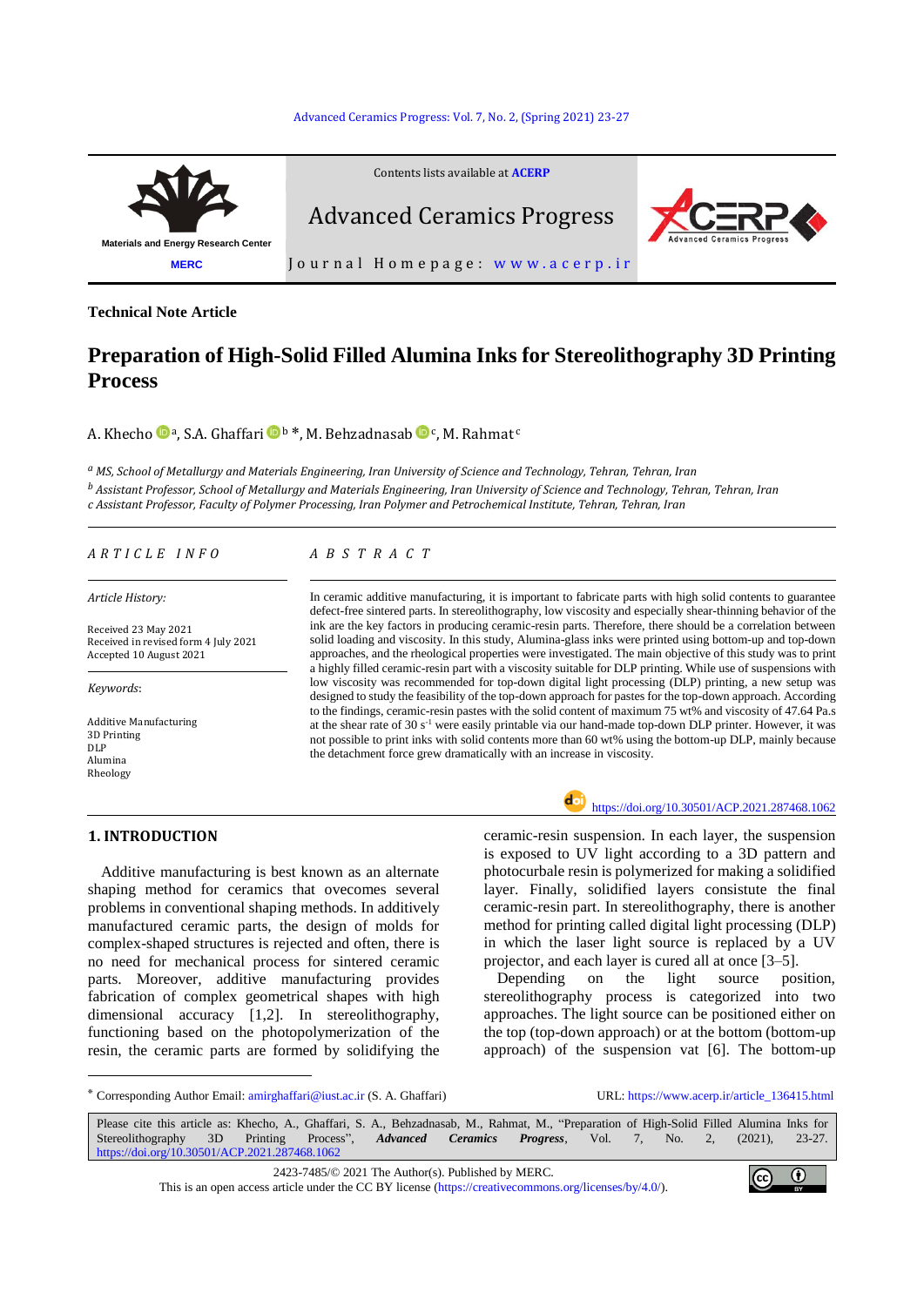Technical Note Article

# Preparation of High-Solid Filled Alumina Inks for Stereolithography 3D Printing Process

A. Khecho [a], S.A. Ghaffari [b] *, M. Behzadnasab [c], M. Rahmat [c]

[a] MS, School of Metallurgy and Materials Engineering, Iran University of Science and Technology, Tehran, Tehran, Iran
[b] Assistant Professor, School of Metallurgy and Materials Engineering, Iran University of Science and Technology, Tehran, Tehran, Iran
[c] Assistant Professor, Faculty of Polymer Processing, Iran Polymer and Petrochemical Institute, Tehran, Tehran, Iran

## ARTICLE INFO

*Article History:*

Received 23 May 2021
Received in revised form 4 July 2021
Accepted 10 August 2021

*Keywords:*

Additive Manufacturing
3D Printing
DLP
Alumina
Rheology

## ABSTRACT

In ceramic additive manufacturing, it is important to fabricate parts with high solid contents to guarantee defect-free sintered parts. In stereolithography, low viscosity and especially shear-thinning behavior of the ink are the key factors in producing ceramic-resin parts. Therefore, there should be a correlation between solid loading and viscosity. In this study, Alumina-glass inks were printed using bottom-up and top-down approaches, and the rheological properties were investigated. The main objective of this study was to print a highly filled ceramic-resin part with a viscosity suitable for DLP printing. While use of suspensions with low viscosity was recommended for top-down digital light processing (DLP) printing, a new setup was designed to study the feasibility of the top-down approach for pastes for the top-down approach. According to the findings, ceramic-resin pastes with the solid content of maximum 75 wt% and viscosity of 47.64 Pa.s at the shear rate of 30 $s^{-1}$ were easily printable via our hand-made top-down DLP printer. However, it was not possible to print inks with solid contents more than 60 wt% using the bottom-up DLP, mainly because the detachment force grew dramatically with an increase in viscosity.

https://doi.org/10.30501/ACP.2021.287468.1062

## 1. INTRODUCTION

Additive manufacturing is best known as an alternate shaping method for ceramics that ovecomes several problems in conventional shaping methods. In additively manufactured ceramic parts, the design of molds for complex-shaped structures is rejected and often, there is no need for mechanical process for sintered ceramic parts. Moreover, additive manufacturing provides fabrication of complex geometrical shapes with high dimensional accuracy [1,2]. In stereolithography, functioning based on the photopolymerization of the resin, the ceramic parts are formed by solidifying the ceramic-resin suspension. In each layer, the suspension is exposed to UV light according to a 3D pattern and photocurbale resin is polymerized for making a solidified layer. Finally, solidified layers consistute the final ceramic-resin part. In stereolithography, there is another method for printing called digital light processing (DLP) in which the laser light source is replaced by a UV projector, and each layer is cured all at once [3–5].

Depending on the light source position, stereolithography process is categorized into two approaches. The light source can be positioned either on the top (top-down approach) or at the bottom (bottom-up approach) of the suspension vat [6]. The bottom-up

* Corresponding Author Email: amirghaffari@iust.ac.ir (S. A. Ghaffari)

URL: https://www.acerp.ir/article_136415.html

Please cite this article as: Khecho, A., Ghaffari, S. A., Behzadnasab, M., Rahmat, M., "Preparation of High-Solid Filled Alumina Inks for Stereolithography 3D Printing Process", *Advanced Ceramics Progress*, Vol. 7, No. 2, (2021), 23-27. https://doi.org/10.30501/ACP.2021.287468.1062

2423-7485/© 2021 The Author(s). Published by MERC.
This is an open access article under the CC BY license (https://creativecommons.org/licenses/by/4.0/).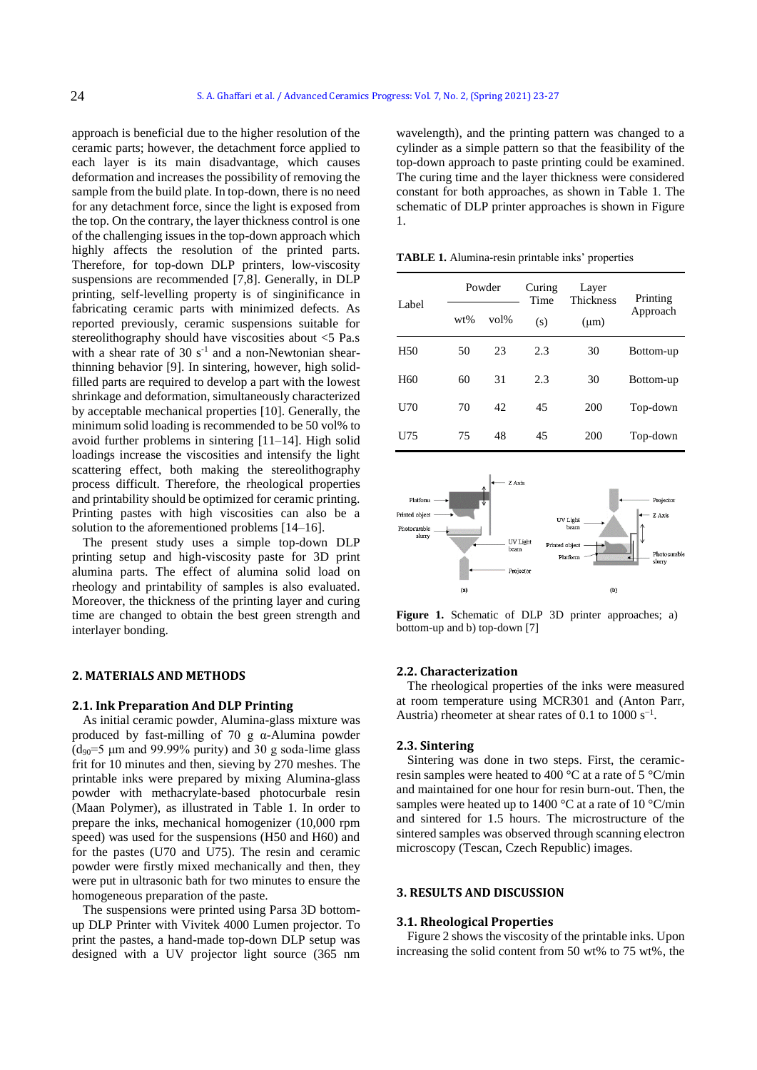approach is beneficial due to the higher resolution of the ceramic parts; however, the detachment force applied to each layer is its main disadvantage, which causes deformation and increases the possibility of removing the sample from the build plate. In top-down, there is no need for any detachment force, since the light is exposed from the top. On the contrary, the layer thickness control is one of the challenging issues in the top-down approach which highly affects the resolution of the printed parts. Therefore, for top-down DLP printers, low-viscosity suspensions are recommended [7,8]. Generally, in DLP printing, self-levelling property is of singinificance in fabricating ceramic parts with minimized defects. As reported previously, ceramic suspensions suitable for stereolithography should have viscosities about <5 Pa.s with a shear rate of 30 $s^{-1}$ and a non-Newtonian shear-thinning behavior [9]. In sintering, however, high solid-filled parts are required to develop a part with the lowest shrinkage and deformation, simultaneously characterized by acceptable mechanical properties [10]. Generally, the minimum solid loading is recommended to be 50 vol% to avoid further problems in sintering [11–14]. High solid loadings increase the viscosities and intensify the light scattering effect, both making the stereolithography process difficult. Therefore, the rheological properties and printability should be optimized for ceramic printing. Printing pastes with high viscosities can also be a solution to the aforementioned problems [14–16].

The present study uses a simple top-down DLP printing setup and high-viscosity paste for 3D print alumina parts. The effect of alumina solid load on rheology and printability of samples is also evaluated. Moreover, the thickness of the printing layer and curing time are changed to obtain the best green strength and interlayer bonding.

## 2. MATERIALS AND METHODS

### 2.1. Ink Preparation And DLP Printing

As initial ceramic powder, Alumina-glass mixture was produced by fast-milling of 70 g α-Alumina powder ($d_{90}$=5 µm and 99.99% purity) and 30 g soda-lime glass frit for 10 minutes and then, sieving by 270 meshes. The printable inks were prepared by mixing Alumina-glass powder with methacrylate-based photocurbale resin (Maan Polymer), as illustrated in Table 1. In order to prepare the inks, mechanical homogenizer (10,000 rpm speed) was used for the suspensions (H50 and H60) and for the pastes (U70 and U75). The resin and ceramic powder were firstly mixed mechanically and then, they were put in ultrasonic bath for two minutes to ensure the homogeneous preparation of the paste.

The suspensions were printed using Parsa 3D bottom-up DLP Printer with Vivitek 4000 Lumen projector. To print the pastes, a hand-made top-down DLP setup was designed with a UV projector light source (365 nm wavelength), and the printing pattern was changed to a cylinder as a simple pattern so that the feasibility of the top-down approach to paste printing could be examined. The curing time and the layer thickness were considered constant for both approaches, as shown in Table 1. The schematic of DLP printer approaches is shown in Figure 1.

**TABLE 1.** Alumina-resin printable inks' properties

| Label | Powder | | Curing Time | Layer Thickness | Printing Approach |
|---|---|---|---|---|---|
| | wt% | vol% | (s) | (µm) | |
| H50 | 50 | 23 | 2.3 | 30 | Bottom-up |
| H60 | 60 | 31 | 2.3 | 30 | Bottom-up |
| U70 | 70 | 42 | 45 | 200 | Top-down |
| U75 | 75 | 48 | 45 | 200 | Top-down |

**Figure 1.** Schematic of DLP 3D printer approaches; a) bottom-up and b) top-down [7]

### 2.2. Characterization

The rheological properties of the inks were measured at room temperature using MCR301 and (Anton Parr, Austria) rheometer at shear rates of 0.1 to 1000 $s^{-1}$.

### 2.3. Sintering

Sintering was done in two steps. First, the ceramic-resin samples were heated to 400 °C at a rate of 5 °C/min and maintained for one hour for resin burn-out. Then, the samples were heated up to 1400 °C at a rate of 10 °C/min and sintered for 1.5 hours. The microstructure of the sintered samples was observed through scanning electron microscopy (Tescan, Czech Republic) images.

## 3. RESULTS AND DISCUSSION

### 3.1. Rheological Properties

Figure 2 shows the viscosity of the printable inks. Upon increasing the solid content from 50 wt% to 75 wt%, the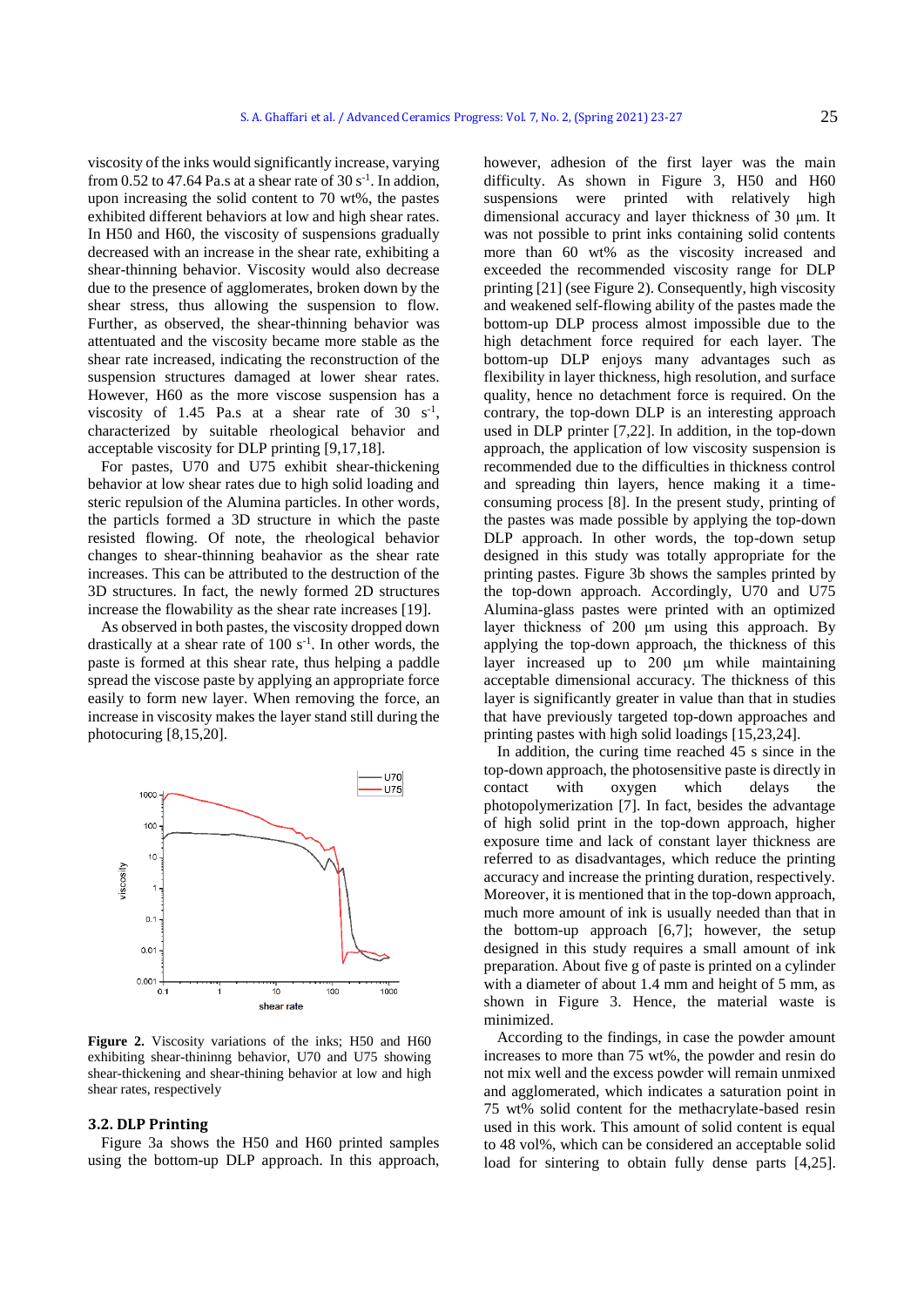viscosity of the inks would significantly increase, varying from 0.52 to 47.64 Pa.s at a shear rate of 30 $s^{-1}$. In addion, upon increasing the solid content to 70 wt%, the pastes exhibited different behaviors at low and high shear rates. In H50 and H60, the viscosity of suspensions gradually decreased with an increase in the shear rate, exhibiting a shear-thinning behavior. Viscosity would also decrease due to the presence of agglomerates, broken down by the shear stress, thus allowing the suspension to flow. Further, as observed, the shear-thinning behavior was attentuated and the viscosity became more stable as the shear rate increased, indicating the reconstruction of the suspension structures damaged at lower shear rates. However, H60 as the more viscose suspension has a viscosity of 1.45 Pa.s at a shear rate of 30 $s^{-1}$, characterized by suitable rheological behavior and acceptable viscosity for DLP printing [9,17,18].

For pastes, U70 and U75 exhibit shear-thickening behavior at low shear rates due to high solid loading and steric repulsion of the Alumina particles. In other words, the particls formed a 3D structure in which the paste resisted flowing. Of note, the rheological behavior changes to shear-thinning beahavior as the shear rate increases. This can be attributed to the destruction of the 3D structures. In fact, the newly formed 2D structures increase the flowability as the shear rate increases [19].

As observed in both pastes, the viscosity dropped down drastically at a shear rate of 100 $s^{-1}$. In other words, the paste is formed at this shear rate, thus helping a paddle spread the viscose paste by applying an appropriate force easily to form new layer. When removing the force, an increase in viscosity makes the layer stand still during the photocuring [8,15,20].

**Figure 2.** Viscosity variations of the inks; H50 and H60 exhibiting shear-thinining behavior, U70 and U75 showing shear-thickening and shear-thining behavior at low and high shear rates, respectively

### 3.2. DLP Printing

Figure 3a shows the H50 and H60 printed samples using the bottom-up DLP approach. In this approach, however, adhesion of the first layer was the main difficulty. As shown in Figure 3, H50 and H60 suspensions were printed with relatively high dimensional accuracy and layer thickness of 30 µm. It was not possible to print inks containing solid contents more than 60 wt% as the viscosity increased and exceeded the recommended viscosity range for DLP printing [21] (see Figure 2). Consequently, high viscosity and weakened self-flowing ability of the pastes made the bottom-up DLP process almost impossible due to the high detachment force required for each layer. The bottom-up DLP enjoys many advantages such as flexibility in layer thickness, high resolution, and surface quality, hence no detachment force is required. On the contrary, the top-down DLP is an interesting approach used in DLP printer [7,22]. In addition, in the top-down approach, the application of low viscosity suspension is recommended due to the difficulties in thickness control and spreading thin layers, hence making it a time-consuming process [8]. In the present study, printing of the pastes was made possible by applying the top-down DLP approach. In other words, the top-down setup designed in this study was totally appropriate for the printing pastes. Figure 3b shows the samples printed by the top-down approach. Accordingly, U70 and U75 Alumina-glass pastes were printed with an optimized layer thickness of 200 µm using this approach. By applying the top-down approach, the thickness of this layer increased up to 200 µm while maintaining acceptable dimensional accuracy. The thickness of this layer is significantly greater in value than that in studies that have previously targeted top-down approaches and printing pastes with high solid loadings [15,23,24].

In addition, the curing time reached 45 s since in the top-down approach, the photosensitive paste is directly in contact with oxygen which delays the photopolymerization [7]. In fact, besides the advantage of high solid print in the top-down approach, higher exposure time and lack of constant layer thickness are referred to as disadvantages, which reduce the printing accuracy and increase the printing duration, respectively. Moreover, it is mentioned that in the top-down approach, much more amount of ink is usually needed than that in the bottom-up approach [6,7]; however, the setup designed in this study requires a small amount of ink preparation. About five g of paste is printed on a cylinder with a diameter of about 1.4 mm and height of 5 mm, as shown in Figure 3. Hence, the material waste is minimized.

According to the findings, in case the powder amount increases to more than 75 wt%, the powder and resin do not mix well and the excess powder will remain unmixed and agglomerated, which indicates a saturation point in 75 wt% solid content for the methacrylate-based resin used in this work. This amount of solid content is equal to 48 vol%, which can be considered an acceptable solid load for sintering to obtain fully dense parts [4,25].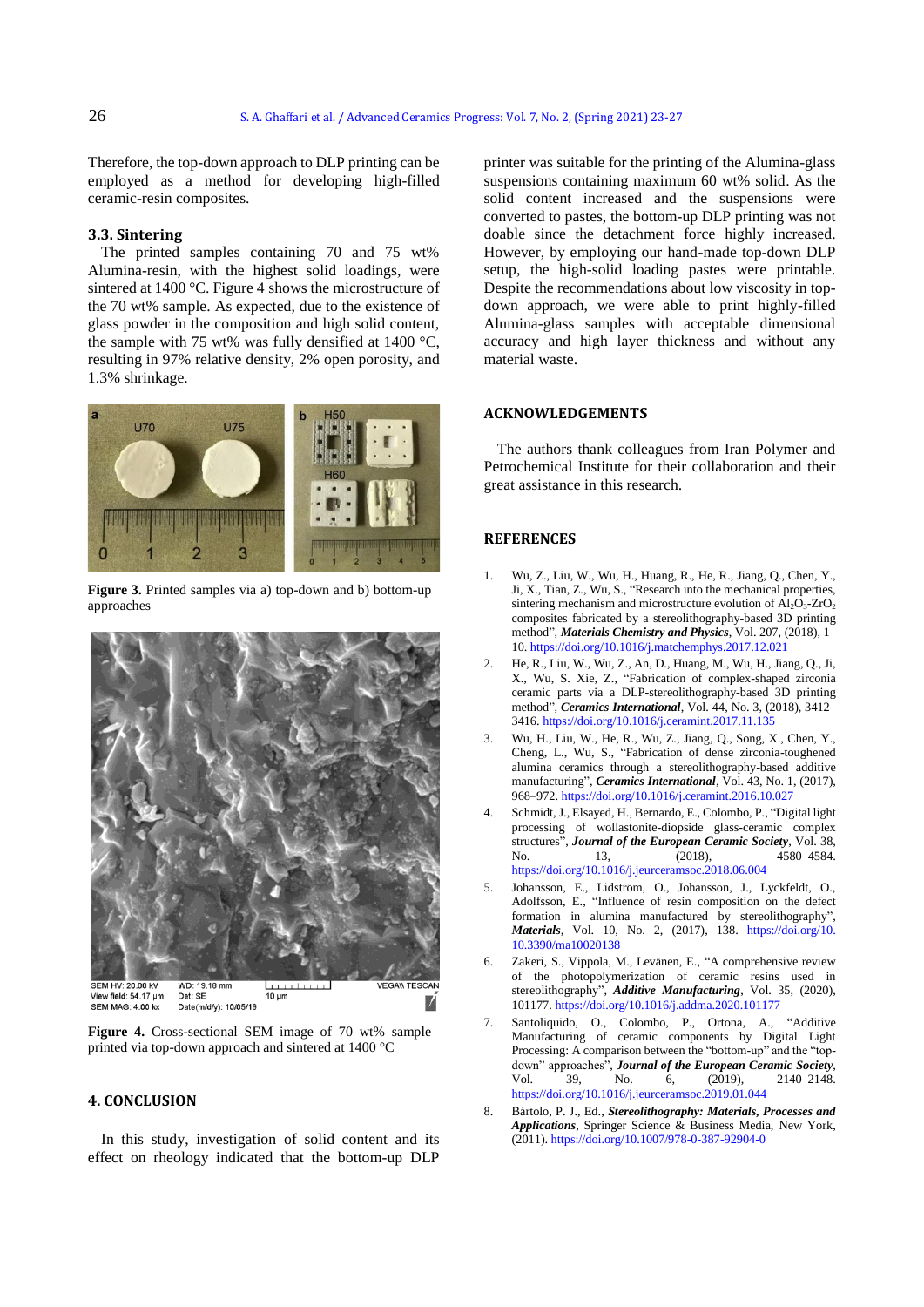Therefore, the top-down approach to DLP printing can be employed as a method for developing high-filled ceramic-resin composites.

### 3.3. Sintering

The printed samples containing 70 and 75 wt% Alumina-resin, with the highest solid loadings, were sintered at 1400 °C. Figure 4 shows the microstructure of the 70 wt% sample. As expected, due to the existence of glass powder in the composition and high solid content, the sample with 75 wt% was fully densified at 1400 °C, resulting in 97% relative density, 2% open porosity, and 1.3% shrinkage.

**Figure 3.** Printed samples via a) top-down and b) bottom-up approaches

**Figure 4.** Cross-sectional SEM image of 70 wt% sample printed via top-down approach and sintered at 1400 °C

## 4. CONCLUSION

In this study, investigation of solid content and its effect on rheology indicated that the bottom-up DLP printer was suitable for the printing of the Alumina-glass suspensions containing maximum 60 wt% solid. As the solid content increased and the suspensions were converted to pastes, the bottom-up DLP printing was not doable since the detachment force highly increased. However, by employing our hand-made top-down DLP setup, the high-solid loading pastes were printable. Despite the recommendations about low viscosity in top-down approach, we were able to print highly-filled Alumina-glass samples with acceptable dimensional accuracy and high layer thickness and without any material waste.

## ACKNOWLEDGEMENTS

The authors thank colleagues from Iran Polymer and Petrochemical Institute for their collaboration and their great assistance in this research.

## REFERENCES

1. Wu, Z., Liu, W., Wu, H., Huang, R., He, R., Jiang, Q., Chen, Y., Ji, X., Tian, Z., Wu, S., "Research into the mechanical properties, sintering mechanism and microstructure evolution of $Al_2O_3$-$ZrO_2$ composites fabricated by a stereolithography-based 3D printing method", ***Materials Chemistry and Physics***, Vol. 207, (2018), 1–10. https://doi.org/10.1016/j.matchemphys.2017.12.021
2. He, R., Liu, W., Wu, Z., An, D., Huang, M., Wu, H., Jiang, Q., Ji, X., Wu, S. Xie, Z., "Fabrication of complex-shaped zirconia ceramic parts via a DLP-stereolithography-based 3D printing method", ***Ceramics International***, Vol. 44, No. 3, (2018), 3412–3416. https://doi.org/10.1016/j.ceramint.2017.11.135
3. Wu, H., Liu, W., He, R., Wu, Z., Jiang, Q., Song, X., Chen, Y., Cheng, L., Wu, S., "Fabrication of dense zirconia-toughened alumina ceramics through a stereolithography-based additive manufacturing", ***Ceramics International***, Vol. 43, No. 1, (2017), 968–972. https://doi.org/10.1016/j.ceramint.2016.10.027
4. Schmidt, J., Elsayed, H., Bernardo, E., Colombo, P., "Digital light processing of wollastonite-diopside glass-ceramic complex structures", ***Journal of the European Ceramic Society***, Vol. 38, No. 13, (2018), 4580–4584. https://doi.org/10.1016/j.jeurceramsoc.2018.06.004
5. Johansson, E., Lidström, O., Johansson, J., Lyckfeldt, O., Adolfsson, E., "Influence of resin composition on the defect formation in alumina manufactured by stereolithography", ***Materials***, Vol. 10, No. 2, (2017), 138. https://doi.org/10.3390/ma10020138
6. Zakeri, S., Vippola, M., Levänen, E., "A comprehensive review of the photopolymerization of ceramic resins used in stereolithography", ***Additive Manufacturing***, Vol. 35, (2020), 101177. https://doi.org/10.1016/j.addma.2020.101177
7. Santoliquido, O., Colombo, P., Ortona, A., "Additive Manufacturing of ceramic components by Digital Light Processing: A comparison between the "bottom-up" and the "top-down" approaches", ***Journal of the European Ceramic Society***, Vol. 39, No. 6, (2019), 2140–2148. https://doi.org/10.1016/j.jeurceramsoc.2019.01.044
8. Bártolo, P. J., Ed., ***Stereolithography: Materials, Processes and Applications***, Springer Science & Business Media, New York, (2011). https://doi.org/10.1007/978-0-387-92904-0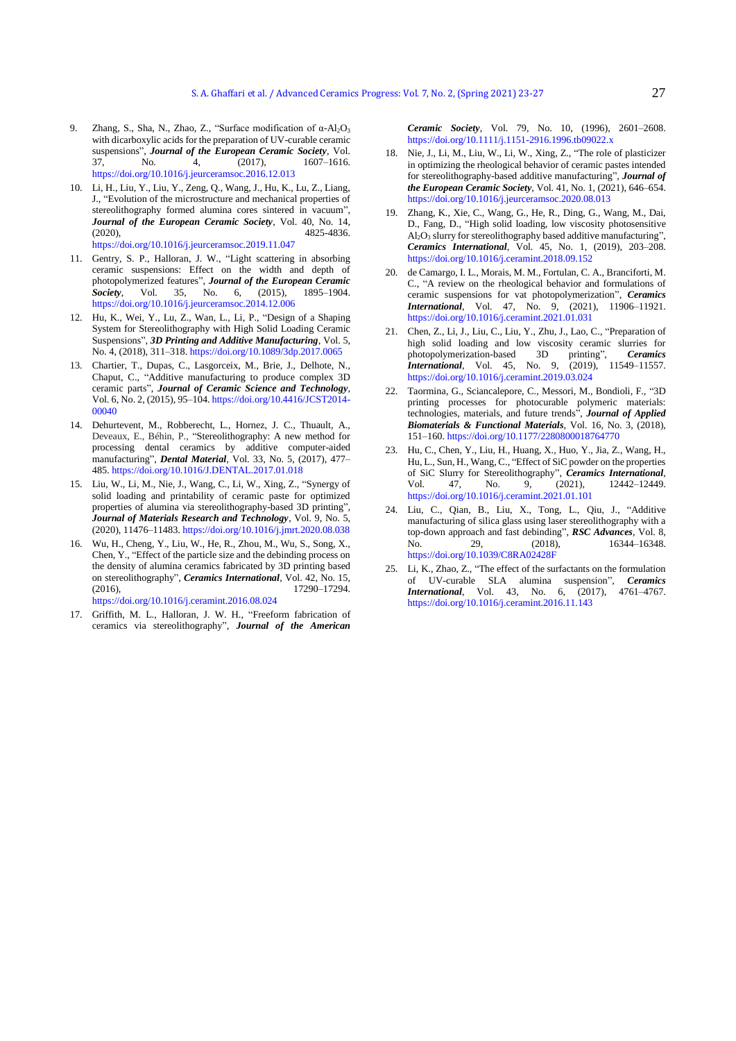9. Zhang, S., Sha, N., Zhao, Z., "Surface modification of α-$Al_2O_3$ with dicarboxylic acids for the preparation of UV-curable ceramic suspensions", ***Journal of the European Ceramic Society***, Vol. 37, No. 4, (2017), 1607–1616. https://doi.org/10.1016/j.jeurceramsoc.2016.12.013

10. Li, H., Liu, Y., Liu, Y., Zeng, Q., Wang, J., Hu, K., Lu, Z., Liang, J., "Evolution of the microstructure and mechanical properties of stereolithography formed alumina cores sintered in vacuum", ***Journal of the European Ceramic Society***, Vol. 40, No. 14, (2020), 4825-4836. https://doi.org/10.1016/j.jeurceramsoc.2019.11.047

11. Gentry, S. P., Halloran, J. W., "Light scattering in absorbing ceramic suspensions: Effect on the width and depth of photopolymerized features", ***Journal of the European Ceramic Society***, Vol. 35, No. 6, (2015), 1895–1904. https://doi.org/10.1016/j.jeurceramsoc.2014.12.006

12. Hu, K., Wei, Y., Lu, Z., Wan, L., Li, P., "Design of a Shaping System for Stereolithography with High Solid Loading Ceramic Suspensions", ***3D Printing and Additive Manufacturing***, Vol. 5, No. 4, (2018), 311–318. https://doi.org/10.1089/3dp.2017.0065

13. Chartier, T., Dupas, C., Lasgorceix, M., Brie, J., Delhote, N., Chaput, C., "Additive manufacturing to produce complex 3D ceramic parts", ***Journal of Ceramic Science and Technology***, Vol. 6, No. 2, (2015), 95–104. https://doi.org/10.4416/JCST2014-00040

14. Dehurtevent, M., Robberecht, L., Hornez, J. C., Thuault, A., Deveaux, E., Béhin, P., "Stereolithography: A new method for processing dental ceramics by additive computer-aided manufacturing", ***Dental Material***, Vol. 33, No. 5, (2017), 477–485. https://doi.org/10.1016/J.DENTAL.2017.01.018

15. Liu, W., Li, M., Nie, J., Wang, C., Li, W., Xing, Z., "Synergy of solid loading and printability of ceramic paste for optimized properties of alumina via stereolithography-based 3D printing", ***Journal of Materials Research and Technology***, Vol. 9, No. 5, (2020), 11476–11483. https://doi.org/10.1016/j.jmrt.2020.08.038

16. Wu, H., Cheng, Y., Liu, W., He, R., Zhou, M., Wu, S., Song, X., Chen, Y., "Effect of the particle size and the debinding process on the density of alumina ceramics fabricated by 3D printing based on stereolithography", ***Ceramics International***, Vol. 42, No. 15, (2016), 17290–17294. https://doi.org/10.1016/j.ceramint.2016.08.024

17. Griffith, M. L., Halloran, J. W. H., "Freeform fabrication of ceramics via stereolithography", ***Journal of the American Ceramic Society***, Vol. 79, No. 10, (1996), 2601–2608. https://doi.org/10.1111/j.1151-2916.1996.tb09022.x

18. Nie, J., Li, M., Liu, W., Li, W., Xing, Z., "The role of plasticizer in optimizing the rheological behavior of ceramic pastes intended for stereolithography-based additive manufacturing", ***Journal of the European Ceramic Society***, Vol. 41, No. 1, (2021), 646–654. https://doi.org/10.1016/j.jeurceramsoc.2020.08.013

19. Zhang, K., Xie, C., Wang, G., He, R., Ding, G., Wang, M., Dai, D., Fang, D., "High solid loading, low viscosity photosensitive $Al_2O_3$ slurry for stereolithography based additive manufacturing", ***Ceramics International***, Vol. 45, No. 1, (2019), 203–208. https://doi.org/10.1016/j.ceramint.2018.09.152

20. de Camargo, I. L., Morais, M. M., Fortulan, C. A., Branciforti, M. C., "A review on the rheological behavior and formulations of ceramic suspensions for vat photopolymerization", ***Ceramics International***, Vol. 47, No. 9, (2021), 11906–11921. https://doi.org/10.1016/j.ceramint.2021.01.031

21. Chen, Z., Li, J., Liu, C., Liu, Y., Zhu, J., Lao, C., "Preparation of high solid loading and low viscosity ceramic slurries for photopolymerization-based 3D printing", ***Ceramics International***, Vol. 45, No. 9, (2019), 11549–11557. https://doi.org/10.1016/j.ceramint.2019.03.024

22. Taormina, G., Sciancalepore, C., Messori, M., Bondioli, F., "3D printing processes for photocurable polymeric materials: technologies, materials, and future trends", ***Journal of Applied Biomaterials & Functional Materials***, Vol. 16, No. 3, (2018), 151–160. https://doi.org/10.1177/2280800018764770

23. Hu, C., Chen, Y., Liu, H., Huang, X., Huo, Y., Jia, Z., Wang, H., Hu, L., Sun, H., Wang, C., "Effect of SiC powder on the properties of SiC Slurry for Stereolithography", ***Ceramics International***, Vol. 47, No. 9, (2021), 12442–12449. https://doi.org/10.1016/j.ceramint.2021.01.101

24. Liu, C., Qian, B., Liu, X., Tong, L., Qiu, J., "Additive manufacturing of silica glass using laser stereolithography with a top-down approach and fast debinding", ***RSC Advances***, Vol. 8, No. 29, (2018), 16344–16348. https://doi.org/10.1039/C8RA02428F

25. Li, K., Zhao, Z., "The effect of the surfactants on the formulation of UV-curable SLA alumina suspension", ***Ceramics International***, Vol. 43, No. 6, (2017), 4761–4767. https://doi.org/10.1016/j.ceramint.2016.11.143